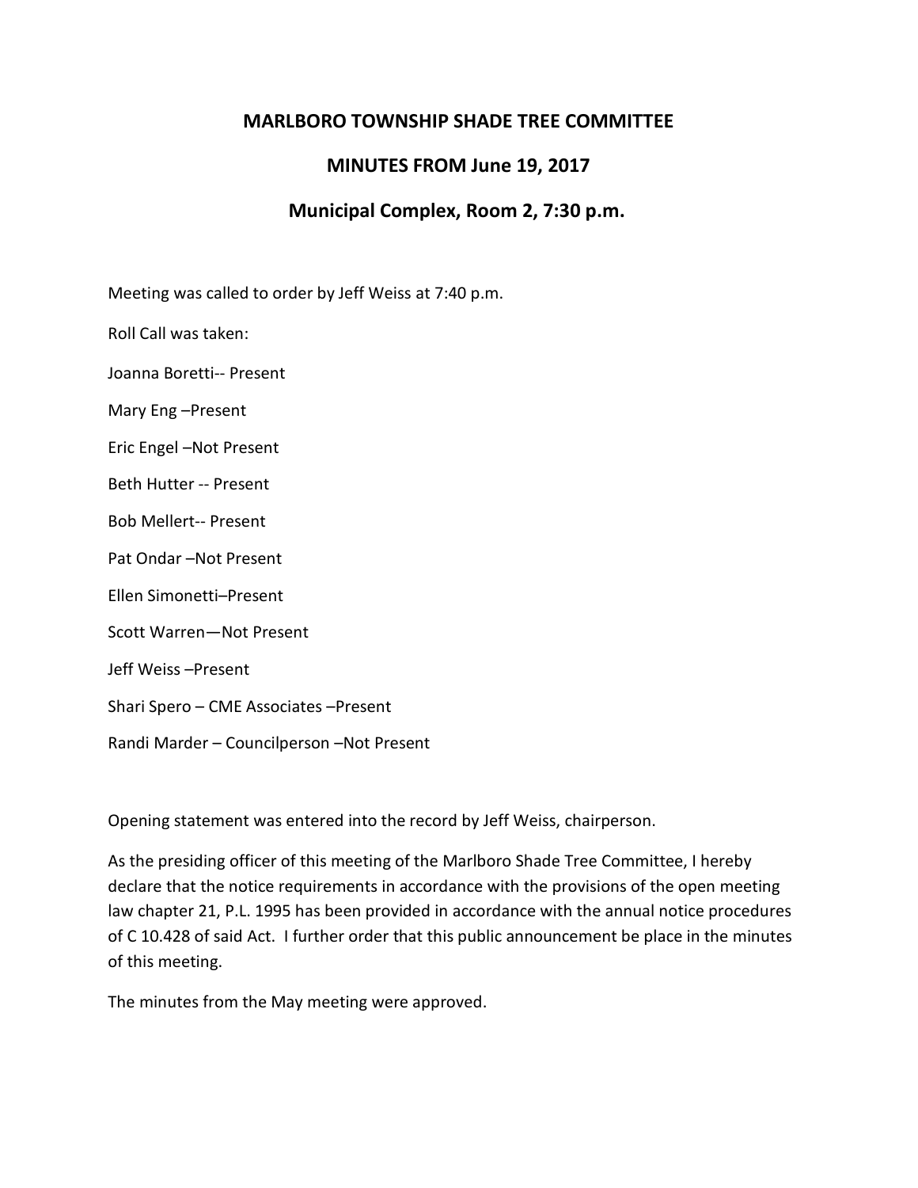# MARLBORO TOWNSHIP SHADE TREE COMMITTEE

## MINUTES FROM June 19, 2017

## Municipal Complex, Room 2, 7:30 p.m.

Meeting was called to order by Jeff Weiss at 7:40 p.m.

Roll Call was taken:

Joanna Boretti-- Present

Mary Eng –Present

Eric Engel –Not Present

Beth Hutter -- Present

Bob Mellert-- Present

Pat Ondar –Not Present

Ellen Simonetti–Present

Scott Warren—Not Present

Jeff Weiss –Present

Shari Spero – CME Associates –Present

Randi Marder – Councilperson –Not Present

Opening statement was entered into the record by Jeff Weiss, chairperson.

As the presiding officer of this meeting of the Marlboro Shade Tree Committee, I hereby declare that the notice requirements in accordance with the provisions of the open meeting law chapter 21, P.L. 1995 has been provided in accordance with the annual notice procedures of C 10.428 of said Act. I further order that this public announcement be place in the minutes of this meeting.

The minutes from the May meeting were approved.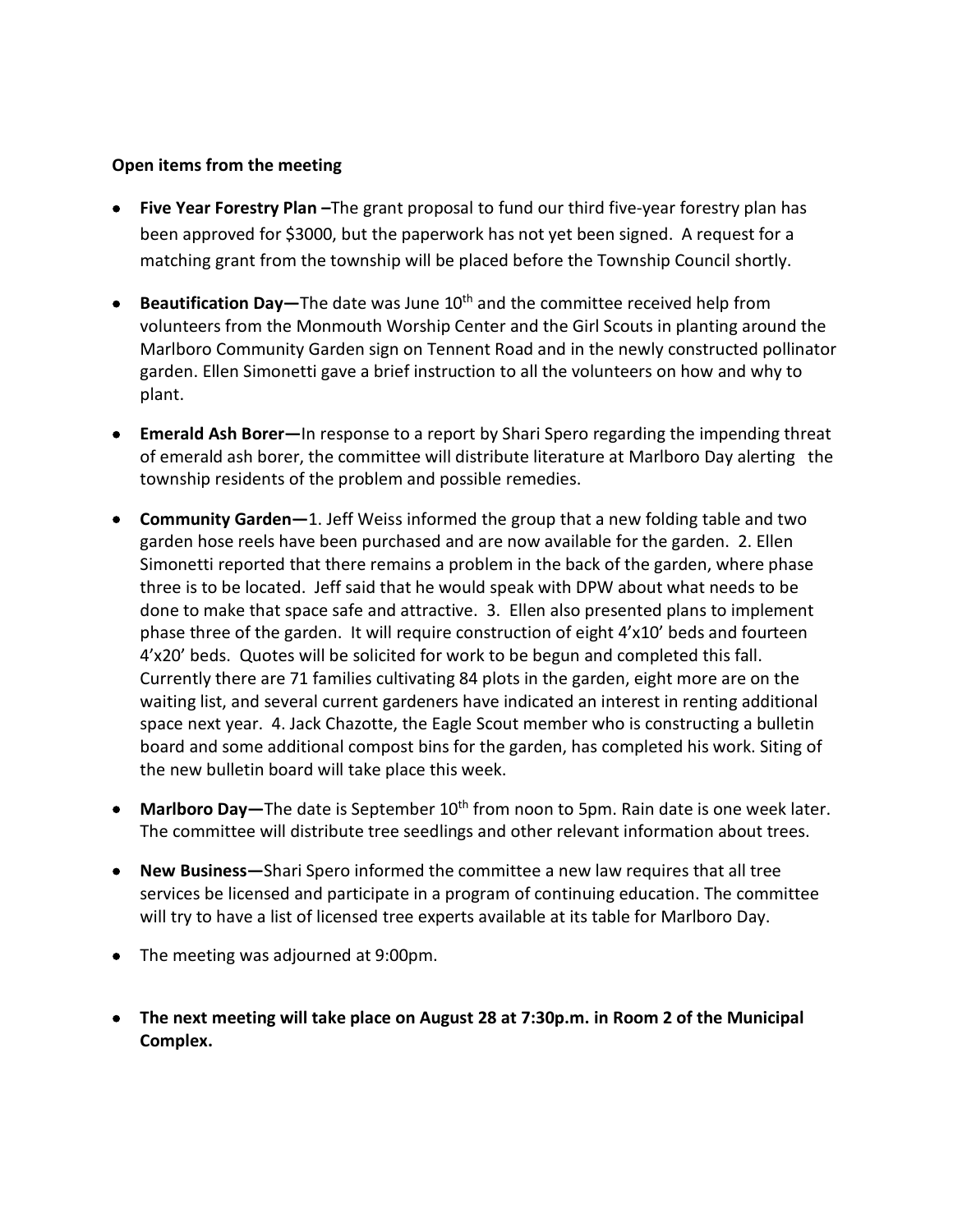**Open items from the meeting**

- **Five Year Forestry Plan –**The grant proposal to fund our third five-year forestry plan has been approved for $3000, but the paperwork has not yet been signed. A request for a matching grant from the township will be placed before the Township Council shortly.

- **Beautification Day—**The date was June 10th and the committee received help from volunteers from the Monmouth Worship Center and the Girl Scouts in planting around the Marlboro Community Garden sign on Tennent Road and in the newly constructed pollinator garden. Ellen Simonetti gave a brief instruction to all the volunteers on how and why to plant.

- **Emerald Ash Borer—**In response to a report by Shari Spero regarding the impending threat of emerald ash borer, the committee will distribute literature at Marlboro Day alerting the township residents of the problem and possible remedies.

- **Community Garden—**1. Jeff Weiss informed the group that a new folding table and two garden hose reels have been purchased and are now available for the garden. 2. Ellen Simonetti reported that there remains a problem in the back of the garden, where phase three is to be located. Jeff said that he would speak with DPW about what needs to be done to make that space safe and attractive. 3. Ellen also presented plans to implement phase three of the garden. It will require construction of eight 4'x10' beds and fourteen 4'x20' beds. Quotes will be solicited for work to be begun and completed this fall. Currently there are 71 families cultivating 84 plots in the garden, eight more are on the waiting list, and several current gardeners have indicated an interest in renting additional space next year. 4. Jack Chazotte, the Eagle Scout member who is constructing a bulletin board and some additional compost bins for the garden, has completed his work. Siting of the new bulletin board will take place this week.

- **Marlboro Day—**The date is September 10th from noon to 5pm. Rain date is one week later. The committee will distribute tree seedlings and other relevant information about trees.

- **New Business—**Shari Spero informed the committee a new law requires that all tree services be licensed and participate in a program of continuing education. The committee will try to have a list of licensed tree experts available at its table for Marlboro Day.

- The meeting was adjourned at 9:00pm.

- **The next meeting will take place on August 28 at 7:30p.m. in Room 2 of the Municipal Complex.**